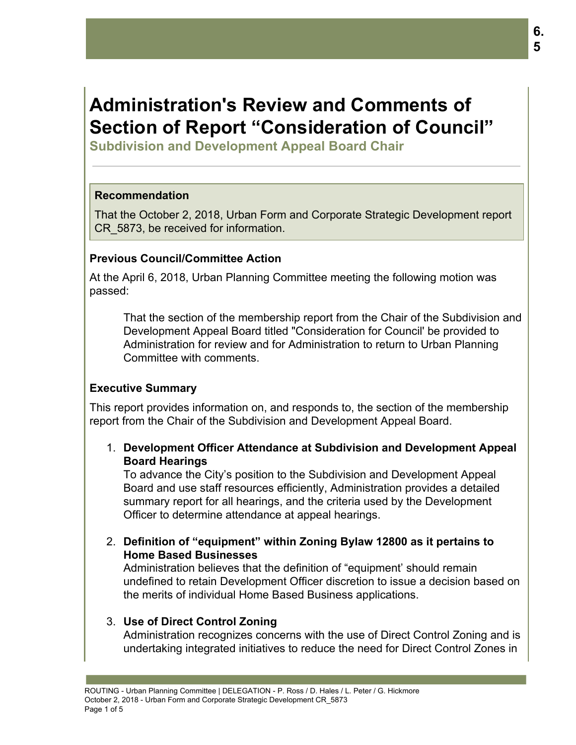# Administration's Review and Comments of Section of Report “Consideration of Council”

**Subdivision and Development Appeal Board Chair**

---

### Recommendation

That the October 2, 2018, Urban Form and Corporate Strategic Development report CR_5873, be received for information.

### Previous Council/Committee Action

At the April 6, 2018, Urban Planning Committee meeting the following motion was passed:

> That the section of the membership report from the Chair of the Subdivision and Development Appeal Board titled "Consideration for Council' be provided to Administration for review and for Administration to return to Urban Planning Committee with comments.

### Executive Summary

This report provides information on, and responds to, the section of the membership report from the Chair of the Subdivision and Development Appeal Board.

1. **Development Officer Attendance at Subdivision and Development Appeal Board Hearings**
   To advance the City’s position to the Subdivision and Development Appeal Board and use staff resources efficiently, Administration provides a detailed summary report for all hearings, and the criteria used by the Development Officer to determine attendance at appeal hearings.

2. **Definition of “equipment” within Zoning Bylaw 12800 as it pertains to Home Based Businesses**
   Administration believes that the definition of “equipment’ should remain undefined to retain Development Officer discretion to issue a decision based on the merits of individual Home Based Business applications.

3. **Use of Direct Control Zoning**
   Administration recognizes concerns with the use of Direct Control Zoning and is undertaking integrated initiatives to reduce the need for Direct Control Zones in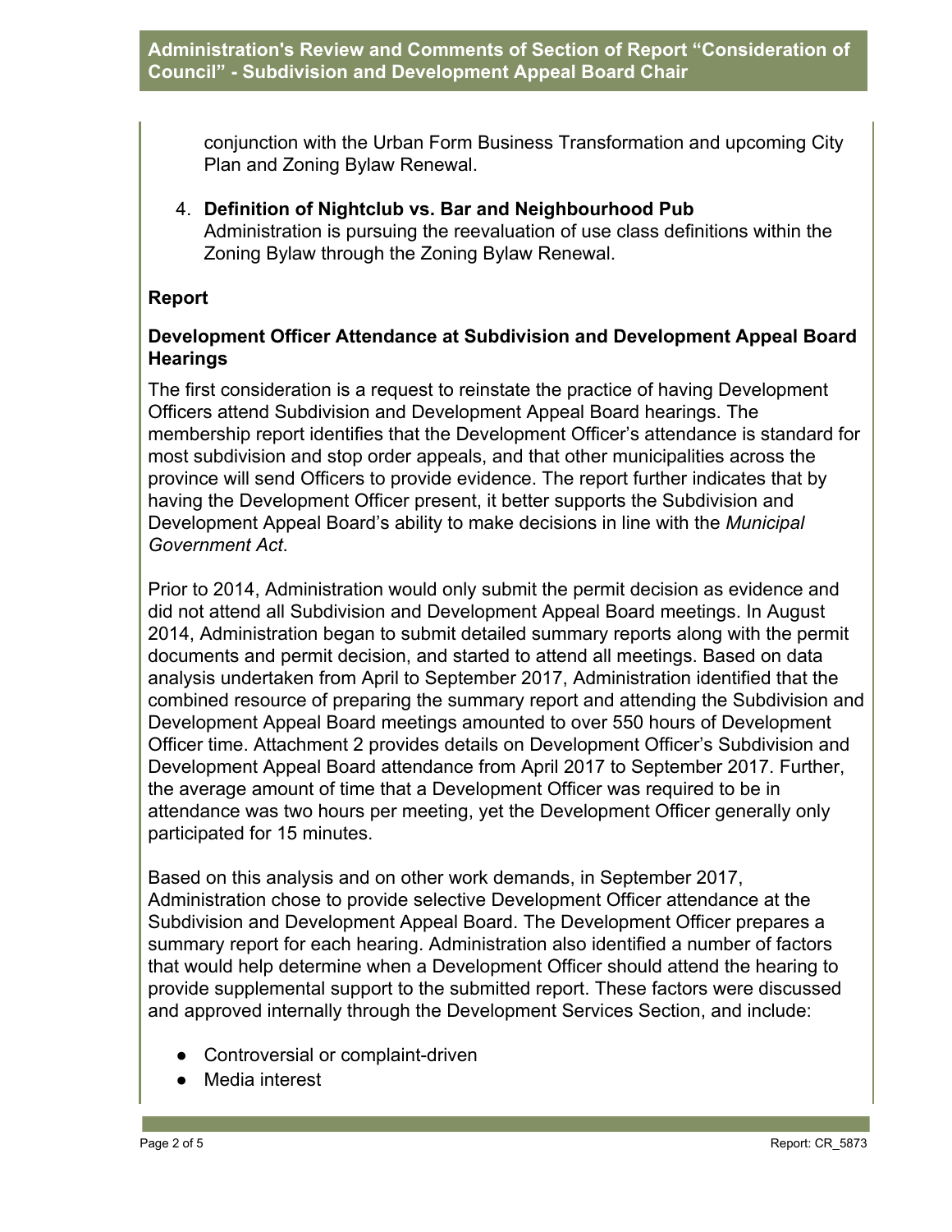conjunction with the Urban Form Business Transformation and upcoming City Plan and Zoning Bylaw Renewal.

4. **Definition of Nightclub vs. Bar and Neighbourhood Pub**
   Administration is pursuing the reevaluation of use class definitions within the Zoning Bylaw through the Zoning Bylaw Renewal.

## Report

### Development Officer Attendance at Subdivision and Development Appeal Board Hearings

The first consideration is a request to reinstate the practice of having Development Officers attend Subdivision and Development Appeal Board hearings. The membership report identifies that the Development Officer's attendance is standard for most subdivision and stop order appeals, and that other municipalities across the province will send Officers to provide evidence. The report further indicates that by having the Development Officer present, it better supports the Subdivision and Development Appeal Board's ability to make decisions in line with the *Municipal Government Act*.

Prior to 2014, Administration would only submit the permit decision as evidence and did not attend all Subdivision and Development Appeal Board meetings. In August 2014, Administration began to submit detailed summary reports along with the permit documents and permit decision, and started to attend all meetings. Based on data analysis undertaken from April to September 2017, Administration identified that the combined resource of preparing the summary report and attending the Subdivision and Development Appeal Board meetings amounted to over 550 hours of Development Officer time. Attachment 2 provides details on Development Officer's Subdivision and Development Appeal Board attendance from April 2017 to September 2017. Further, the average amount of time that a Development Officer was required to be in attendance was two hours per meeting, yet the Development Officer generally only participated for 15 minutes.

Based on this analysis and on other work demands, in September 2017, Administration chose to provide selective Development Officer attendance at the Subdivision and Development Appeal Board. The Development Officer prepares a summary report for each hearing. Administration also identified a number of factors that would help determine when a Development Officer should attend the hearing to provide supplemental support to the submitted report. These factors were discussed and approved internally through the Development Services Section, and include:

- Controversial or complaint-driven
- Media interest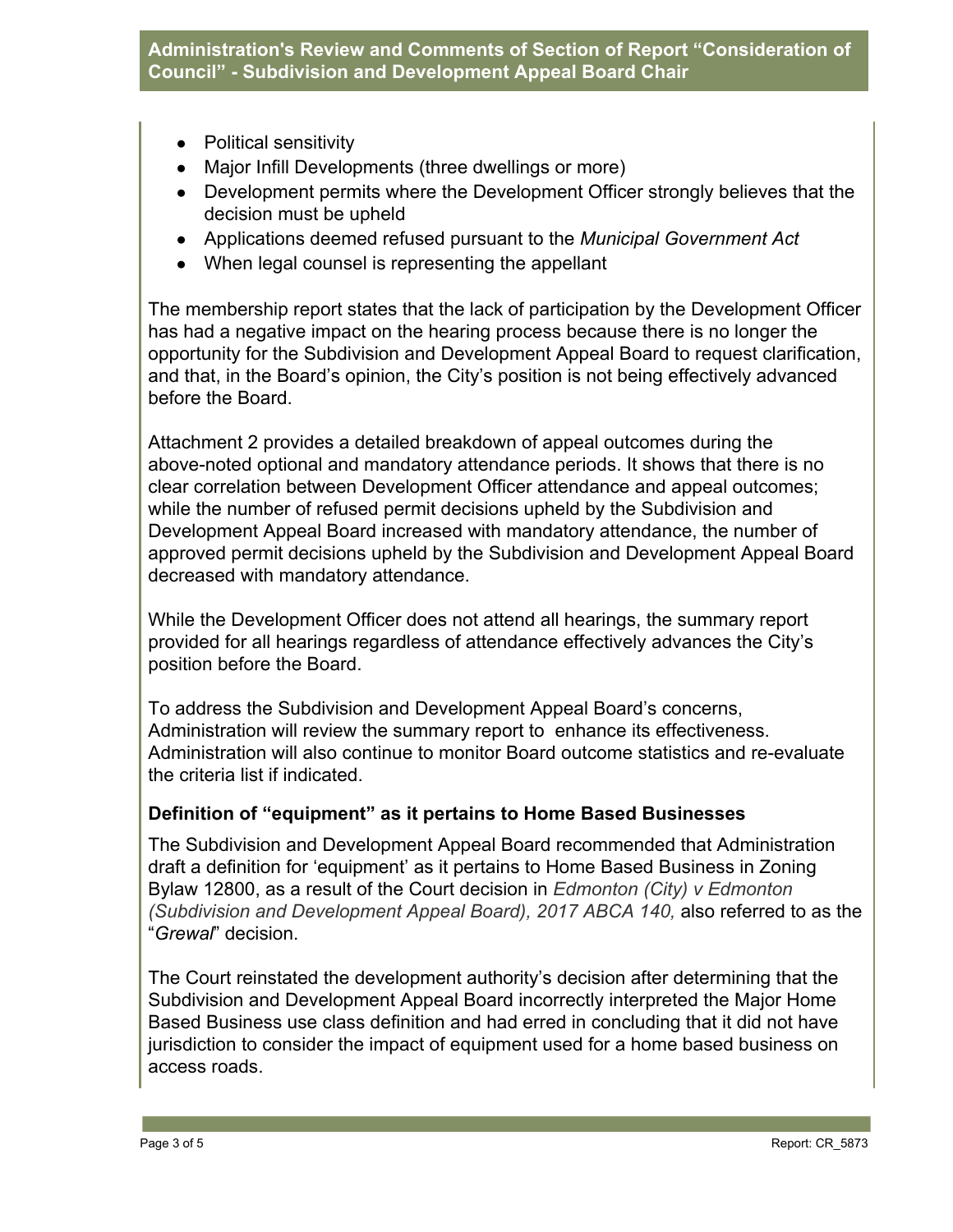- Political sensitivity
- Major Infill Developments (three dwellings or more)
- Development permits where the Development Officer strongly believes that the decision must be upheld
- Applications deemed refused pursuant to the *Municipal Government Act*
- When legal counsel is representing the appellant

The membership report states that the lack of participation by the Development Officer has had a negative impact on the hearing process because there is no longer the opportunity for the Subdivision and Development Appeal Board to request clarification, and that, in the Board's opinion, the City's position is not being effectively advanced before the Board.

Attachment 2 provides a detailed breakdown of appeal outcomes during the above-noted optional and mandatory attendance periods. It shows that there is no clear correlation between Development Officer attendance and appeal outcomes; while the number of refused permit decisions upheld by the Subdivision and Development Appeal Board increased with mandatory attendance, the number of approved permit decisions upheld by the Subdivision and Development Appeal Board decreased with mandatory attendance.

While the Development Officer does not attend all hearings, the summary report provided for all hearings regardless of attendance effectively advances the City's position before the Board.

To address the Subdivision and Development Appeal Board's concerns, Administration will review the summary report to enhance its effectiveness. Administration will also continue to monitor Board outcome statistics and re-evaluate the criteria list if indicated.

### Definition of "equipment" as it pertains to Home Based Businesses

The Subdivision and Development Appeal Board recommended that Administration draft a definition for 'equipment' as it pertains to Home Based Business in Zoning Bylaw 12800, as a result of the Court decision in *Edmonton (City) v Edmonton (Subdivision and Development Appeal Board), 2017 ABCA 140,* also referred to as the "*Grewal*" decision.

The Court reinstated the development authority's decision after determining that the Subdivision and Development Appeal Board incorrectly interpreted the Major Home Based Business use class definition and had erred in concluding that it did not have jurisdiction to consider the impact of equipment used for a home based business on access roads.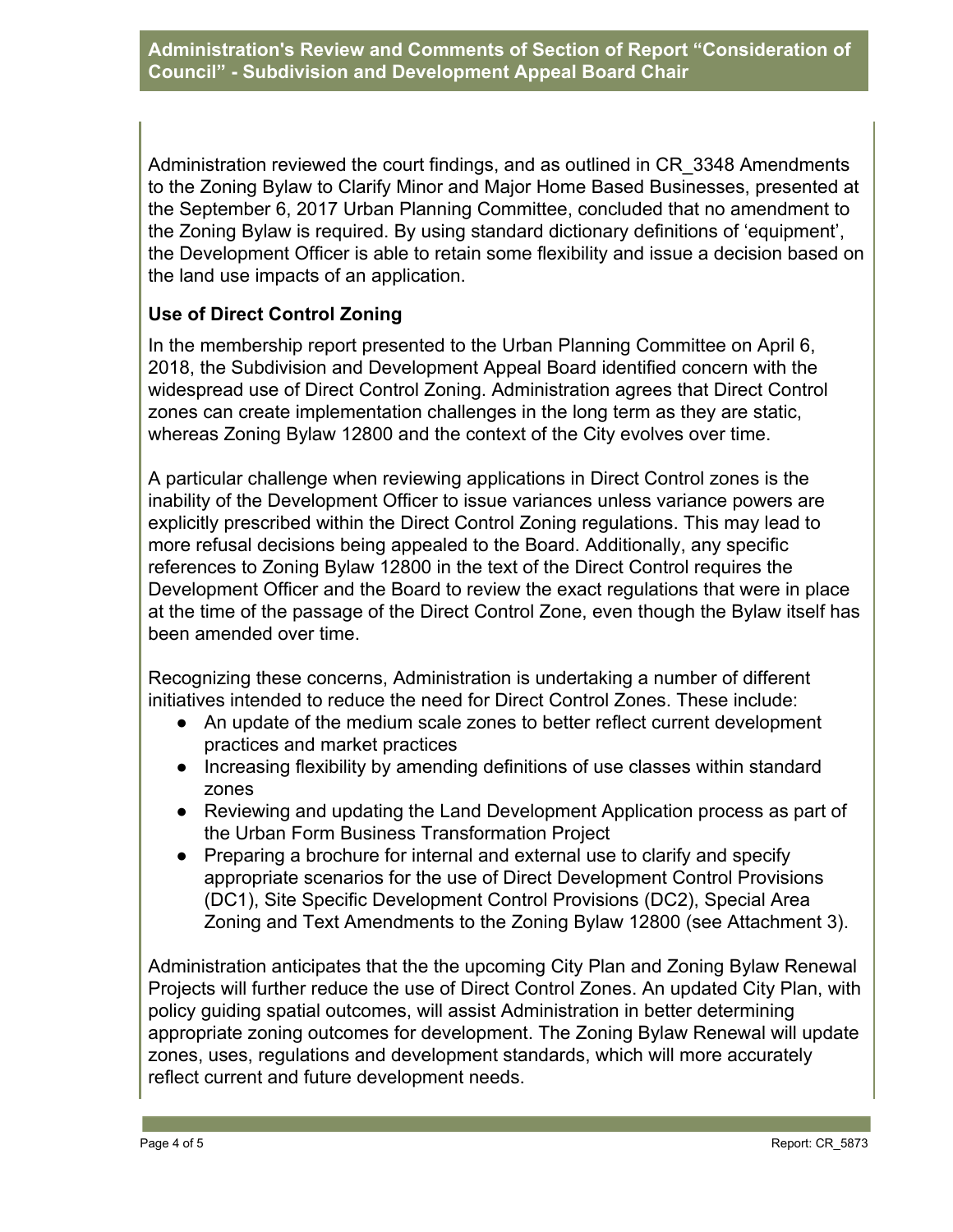Administration's Review and Comments of Section of Report "Consideration of Council" - Subdivision and Development Appeal Board Chair

Administration reviewed the court findings, and as outlined in CR_3348 Amendments to the Zoning Bylaw to Clarify Minor and Major Home Based Businesses, presented at the September 6, 2017 Urban Planning Committee, concluded that no amendment to the Zoning Bylaw is required. By using standard dictionary definitions of 'equipment', the Development Officer is able to retain some flexibility and issue a decision based on the land use impacts of an application.

**Use of Direct Control Zoning**

In the membership report presented to the Urban Planning Committee on April 6, 2018, the Subdivision and Development Appeal Board identified concern with the widespread use of Direct Control Zoning. Administration agrees that Direct Control zones can create implementation challenges in the long term as they are static, whereas Zoning Bylaw 12800 and the context of the City evolves over time.

A particular challenge when reviewing applications in Direct Control zones is the inability of the Development Officer to issue variances unless variance powers are explicitly prescribed within the Direct Control Zoning regulations. This may lead to more refusal decisions being appealed to the Board. Additionally, any specific references to Zoning Bylaw 12800 in the text of the Direct Control requires the Development Officer and the Board to review the exact regulations that were in place at the time of the passage of the Direct Control Zone, even though the Bylaw itself has been amended over time.

Recognizing these concerns, Administration is undertaking a number of different initiatives intended to reduce the need for Direct Control Zones. These include:

- An update of the medium scale zones to better reflect current development practices and market practices
- Increasing flexibility by amending definitions of use classes within standard zones
- Reviewing and updating the Land Development Application process as part of the Urban Form Business Transformation Project
- Preparing a brochure for internal and external use to clarify and specify appropriate scenarios for the use of Direct Development Control Provisions (DC1), Site Specific Development Control Provisions (DC2), Special Area Zoning and Text Amendments to the Zoning Bylaw 12800 (see Attachment 3).

Administration anticipates that the the upcoming City Plan and Zoning Bylaw Renewal Projects will further reduce the use of Direct Control Zones. An updated City Plan, with policy guiding spatial outcomes, will assist Administration in better determining appropriate zoning outcomes for development. The Zoning Bylaw Renewal will update zones, uses, regulations and development standards, which will more accurately reflect current and future development needs.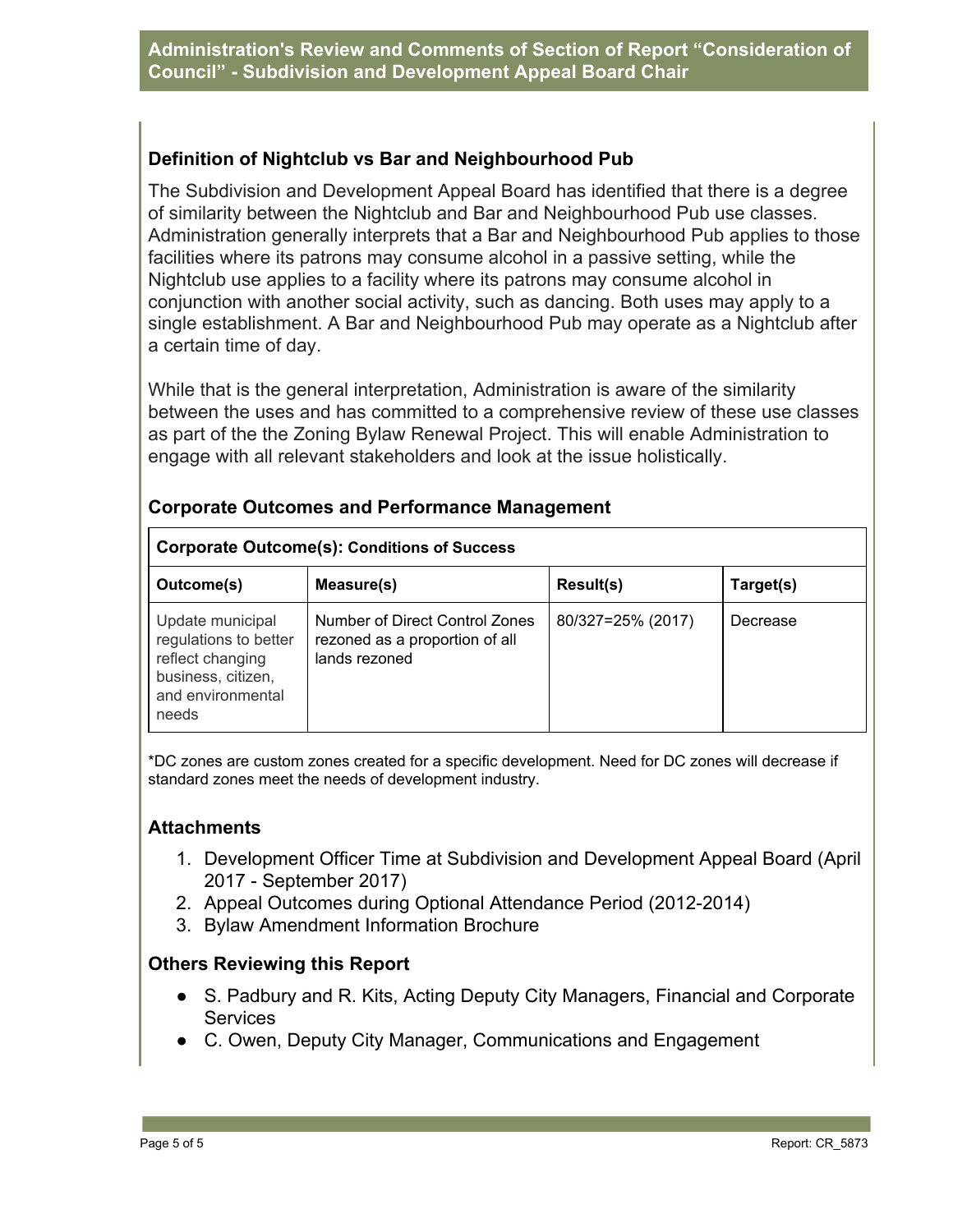## Administration's Review and Comments of Section of Report "Consideration of Council" - Subdivision and Development Appeal Board Chair

### Definition of Nightclub vs Bar and Neighbourhood Pub

The Subdivision and Development Appeal Board has identified that there is a degree of similarity between the Nightclub and Bar and Neighbourhood Pub use classes. Administration generally interprets that a Bar and Neighbourhood Pub applies to those facilities where its patrons may consume alcohol in a passive setting, while the Nightclub use applies to a facility where its patrons may consume alcohol in conjunction with another social activity, such as dancing. Both uses may apply to a single establishment. A Bar and Neighbourhood Pub may operate as a Nightclub after a certain time of day.

While that is the general interpretation, Administration is aware of the similarity between the uses and has committed to a comprehensive review of these use classes as part of the the Zoning Bylaw Renewal Project. This will enable Administration to engage with all relevant stakeholders and look at the issue holistically.

### Corporate Outcomes and Performance Management

| **Corporate Outcome(s): Conditions of Success** | | | |
|---|---|---|---|
| **Outcome(s)** | **Measure(s)** | **Result(s)** | **Target(s)** |
| Update municipal regulations to better reflect changing business, citizen, and environmental needs | Number of Direct Control Zones rezoned as a proportion of all lands rezoned | 80/327=25% (2017) | Decrease |

*DC zones are custom zones created for a specific development. Need for DC zones will decrease if standard zones meet the needs of development industry.

### Attachments

1. Development Officer Time at Subdivision and Development Appeal Board (April 2017 - September 2017)
2. Appeal Outcomes during Optional Attendance Period (2012-2014)
3. Bylaw Amendment Information Brochure

### Others Reviewing this Report

- S. Padbury and R. Kits, Acting Deputy City Managers, Financial and Corporate Services
- C. Owen, Deputy City Manager, Communications and Engagement